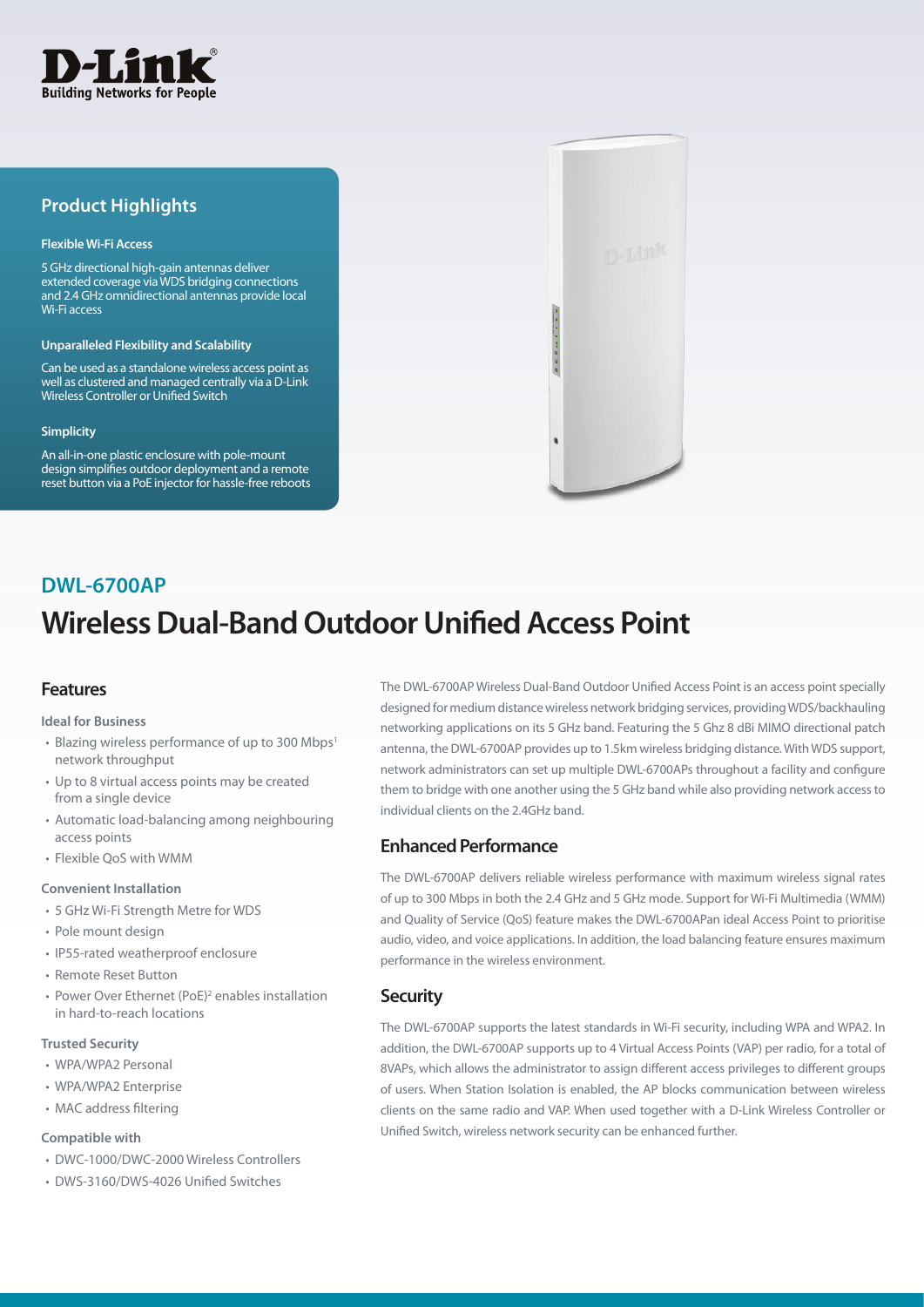D-Link
Building Networks for People

## Product Highlights

**Flexible Wi-Fi Access**

5 GHz directional high-gain antennas deliver extended coverage via WDS bridging connections and 2.4 GHz omnidirectional antennas provide local Wi-Fi access

**Unparalleled Flexibility and Scalability**

Can be used as a standalone wireless access point as well as clustered and managed centrally via a D-Link Wireless Controller or Unified Switch

**Simplicity**

An all-in-one plastic enclosure with pole-mount design simplifies outdoor deployment and a remote reset button via a PoE injector for hassle-free reboots

## DWL-6700AP

# Wireless Dual-Band Outdoor Unified Access Point

## Features

**Ideal for Business**

- Blazing wireless performance of up to 300 Mbps[1] network throughput
- Up to 8 virtual access points may be created from a single device
- Automatic load-balancing among neighbouring access points
- Flexible QoS with WMM

**Convenient Installation**

- 5 GHz Wi-Fi Strength Metre for WDS
- Pole mount design
- IP55-rated weatherproof enclosure
- Remote Reset Button
- Power Over Ethernet (PoE)[2] enables installation in hard-to-reach locations

**Trusted Security**

- WPA/WPA2 Personal
- WPA/WPA2 Enterprise
- MAC address filtering

**Compatible with**

- DWC-1000/DWC-2000 Wireless Controllers
- DWS-3160/DWS-4026 Unified Switches

The DWL-6700AP Wireless Dual-Band Outdoor Unified Access Point is an access point specially designed for medium distance wireless network bridging services, providing WDS/backhauling networking applications on its 5 GHz band. Featuring the 5 Ghz 8 dBi MIMO directional patch antenna, the DWL-6700AP provides up to 1.5km wireless bridging distance. With WDS support, network administrators can set up multiple DWL-6700APs throughout a facility and configure them to bridge with one another using the 5 GHz band while also providing network access to individual clients on the 2.4GHz band.

## Enhanced Performance

The DWL-6700AP delivers reliable wireless performance with maximum wireless signal rates of up to 300 Mbps in both the 2.4 GHz and 5 GHz mode. Support for Wi-Fi Multimedia (WMM) and Quality of Service (QoS) feature makes the DWL-6700APan ideal Access Point to prioritise audio, video, and voice applications. In addition, the load balancing feature ensures maximum performance in the wireless environment.

## Security

The DWL-6700AP supports the latest standards in Wi-Fi security, including WPA and WPA2. In addition, the DWL-6700AP supports up to 4 Virtual Access Points (VAP) per radio, for a total of 8VAPs, which allows the administrator to assign different access privileges to different groups of users. When Station Isolation is enabled, the AP blocks communication between wireless clients on the same radio and VAP. When used together with a D-Link Wireless Controller or Unified Switch, wireless network security can be enhanced further.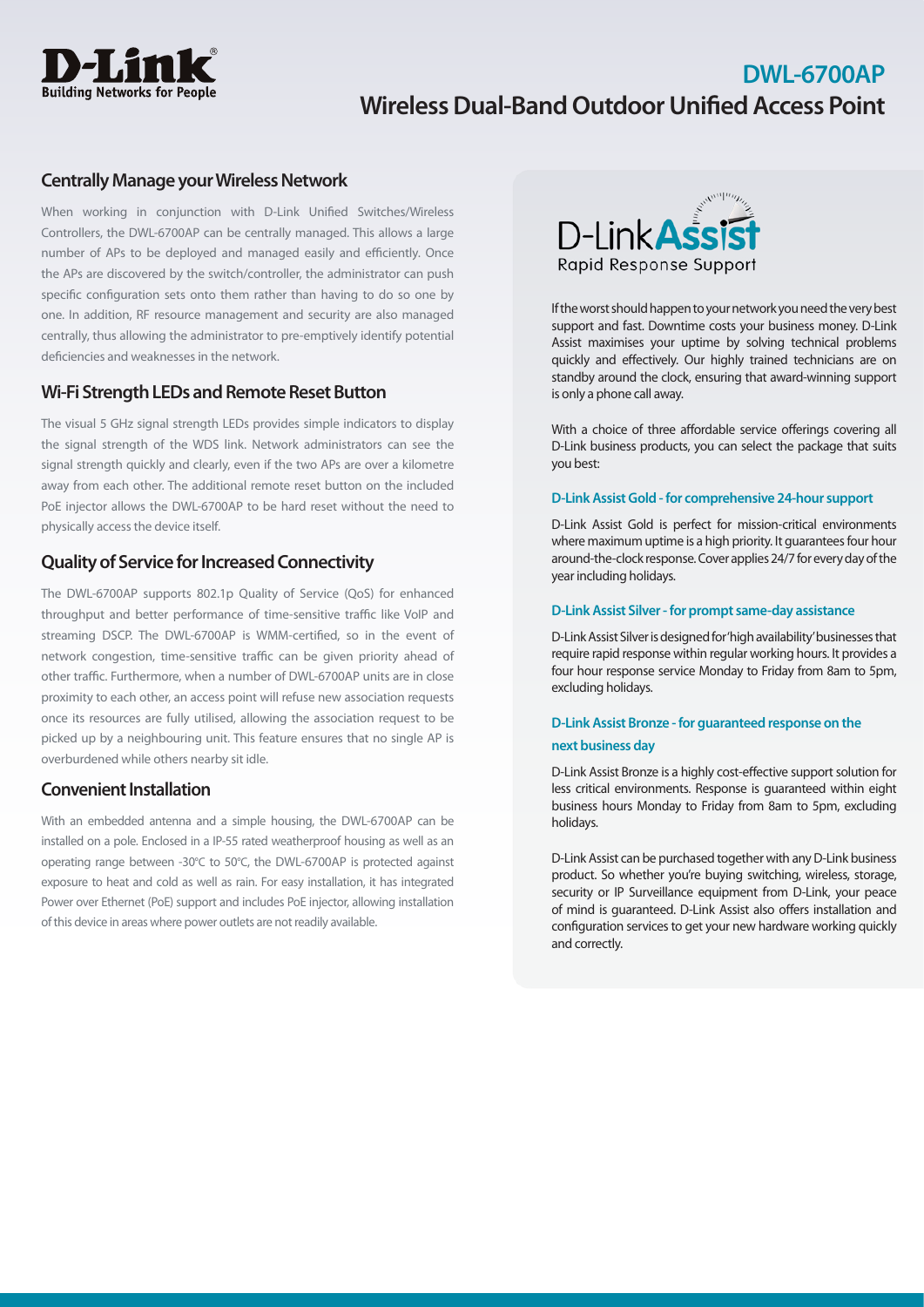## Centrally Manage your Wireless Network

When working in conjunction with D-Link Unified Switches/Wireless Controllers, the DWL-6700AP can be centrally managed. This allows a large number of APs to be deployed and managed easily and efficiently. Once the APs are discovered by the switch/controller, the administrator can push specific configuration sets onto them rather than having to do so one by one. In addition, RF resource management and security are also managed centrally, thus allowing the administrator to pre-emptively identify potential deficiencies and weaknesses in the network.

## Wi-Fi Strength LEDs and Remote Reset Button

The visual 5 GHz signal strength LEDs provides simple indicators to display the signal strength of the WDS link. Network administrators can see the signal strength quickly and clearly, even if the two APs are over a kilometre away from each other. The additional remote reset button on the included PoE injector allows the DWL-6700AP to be hard reset without the need to physically access the device itself.

## Quality of Service for Increased Connectivity

The DWL-6700AP supports 802.1p Quality of Service (QoS) for enhanced throughput and better performance of time-sensitive traffic like VoIP and streaming DSCP. The DWL-6700AP is WMM-certified, so in the event of network congestion, time-sensitive traffic can be given priority ahead of other traffic. Furthermore, when a number of DWL-6700AP units are in close proximity to each other, an access point will refuse new association requests once its resources are fully utilised, allowing the association request to be picked up by a neighbouring unit. This feature ensures that no single AP is overburdened while others nearby sit idle.

## Convenient Installation

With an embedded antenna and a simple housing, the DWL-6700AP can be installed on a pole. Enclosed in a IP-55 rated weatherproof housing as well as an operating range between -30°C to 50°C, the DWL-6700AP is protected against exposure to heat and cold as well as rain. For easy installation, it has integrated Power over Ethernet (PoE) support and includes PoE injector, allowing installation of this device in areas where power outlets are not readily available.

## D-Link Assist

Rapid Response Support

If the worst should happen to your network you need the very best support and fast. Downtime costs your business money. D-Link Assist maximises your uptime by solving technical problems quickly and effectively. Our highly trained technicians are on standby around the clock, ensuring that award-winning support is only a phone call away.

With a choice of three affordable service offerings covering all D-Link business products, you can select the package that suits you best:

### D-Link Assist Gold - for comprehensive 24-hour support

D-Link Assist Gold is perfect for mission-critical environments where maximum uptime is a high priority. It guarantees four hour around-the-clock response. Cover applies 24/7 for every day of the year including holidays.

### D-Link Assist Silver - for prompt same-day assistance

D-Link Assist Silver is designed for 'high availability' businesses that require rapid response within regular working hours. It provides a four hour response service Monday to Friday from 8am to 5pm, excluding holidays.

### D-Link Assist Bronze - for guaranteed response on the next business day

D-Link Assist Bronze is a highly cost-effective support solution for less critical environments. Response is guaranteed within eight business hours Monday to Friday from 8am to 5pm, excluding holidays.

D-Link Assist can be purchased together with any D-Link business product. So whether you're buying switching, wireless, storage, security or IP Surveillance equipment from D-Link, your peace of mind is guaranteed. D-Link Assist also offers installation and configuration services to get your new hardware working quickly and correctly.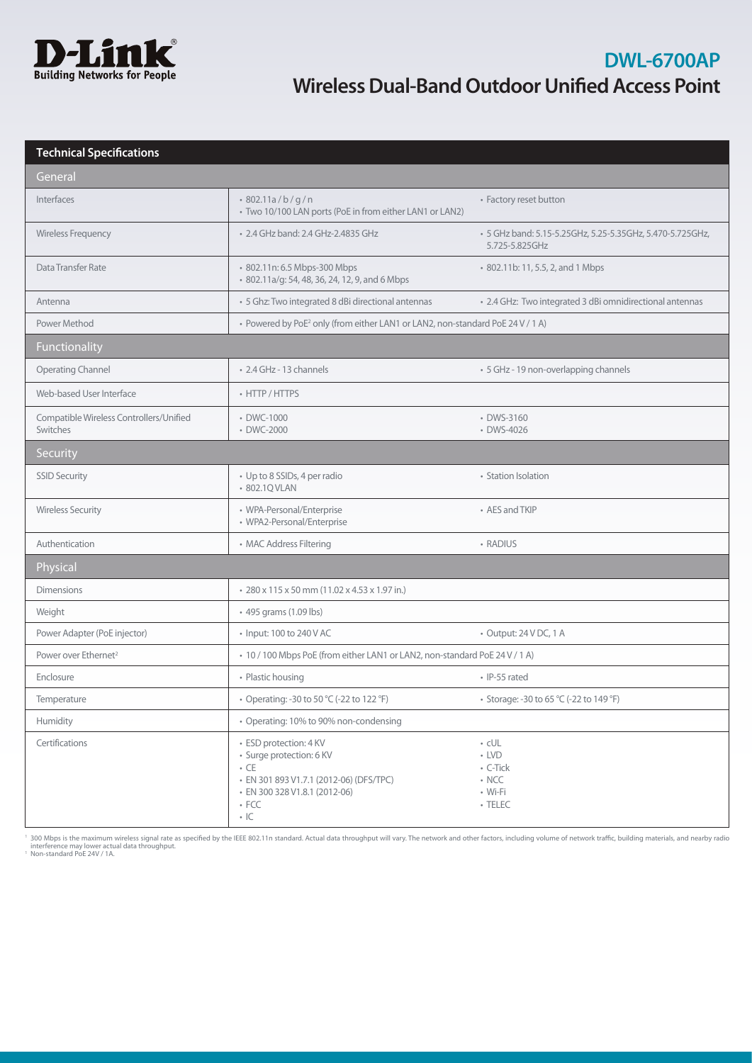# DWL-6700AP

## Wireless Dual-Band Outdoor Unified Access Point

| Technical Specifications | | |
|---|---|---|
| **General** | | |
| Interfaces | • 802.11a / b / g / n<br>• Two 10/100 LAN ports (PoE in from either LAN1 or LAN2) | • Factory reset button |
| Wireless Frequency | • 2.4 GHz band: 2.4 GHz-2.4835 GHz | • 5 GHz band: 5.15-5.25GHz, 5.25-5.35GHz, 5.470-5.725GHz, 5.725-5.825GHz |
| Data Transfer Rate | • 802.11n: 6.5 Mbps-300 Mbps<br>• 802.11a/g: 54, 48, 36, 24, 12, 9, and 6 Mbps | • 802.11b: 11, 5.5, 2, and 1 Mbps |
| Antenna | • 5 Ghz: Two integrated 8 dBi directional antennas | • 2.4 GHz: Two integrated 3 dBi omnidirectional antennas |
| Power Method | • Powered by PoE[2] only (from either LAN1 or LAN2, non-standard PoE 24 V / 1 A) | |
| **Functionality** | | |
| Operating Channel | • 2.4 GHz - 13 channels | • 5 GHz - 19 non-overlapping channels |
| Web-based User Interface | • HTTP / HTTPS | |
| Compatible Wireless Controllers/Unified Switches | • DWC-1000<br>• DWC-2000 | • DWS-3160<br>• DWS-4026 |
| **Security** | | |
| SSID Security | • Up to 8 SSIDs, 4 per radio<br>• 802.1Q VLAN | • Station Isolation |
| Wireless Security | • WPA-Personal/Enterprise<br>• WPA2-Personal/Enterprise | • AES and TKIP |
| Authentication | • MAC Address Filtering | • RADIUS |
| **Physical** | | |
| Dimensions | • 280 x 115 x 50 mm (11.02 x 4.53 x 1.97 in.) | |
| Weight | • 495 grams (1.09 lbs) | |
| Power Adapter (PoE injector) | • Input: 100 to 240 V AC | • Output: 24 V DC, 1 A |
| Power over Ethernet[2] | • 10 / 100 Mbps PoE (from either LAN1 or LAN2, non-standard PoE 24 V / 1 A) | |
| Enclosure | • Plastic housing | • IP-55 rated |
| Temperature | • Operating: -30 to 50 °C (-22 to 122 °F) | • Storage: -30 to 65 °C (-22 to 149 °F) |
| Humidity | • Operating: 10% to 90% non-condensing | |
| Certifications | • ESD protection: 4 KV<br>• Surge protection: 6 KV<br>• CE<br>• EN 301 893 V1.7.1 (2012-06) (DFS/TPC)<br>• EN 300 328 V1.8.1 (2012-06)<br>• FCC<br>• IC | • cUL<br>• LVD<br>• C-Tick<br>• NCC<br>• Wi-Fi<br>• TELEC |

[1] 300 Mbps is the maximum wireless signal rate as specified by the IEEE 802.11n standard. Actual data throughput will vary. The network and other factors, including volume of network traffic, building materials, and nearby radio interference may lower actual data throughput.
[1] Non-standard PoE 24V / 1A.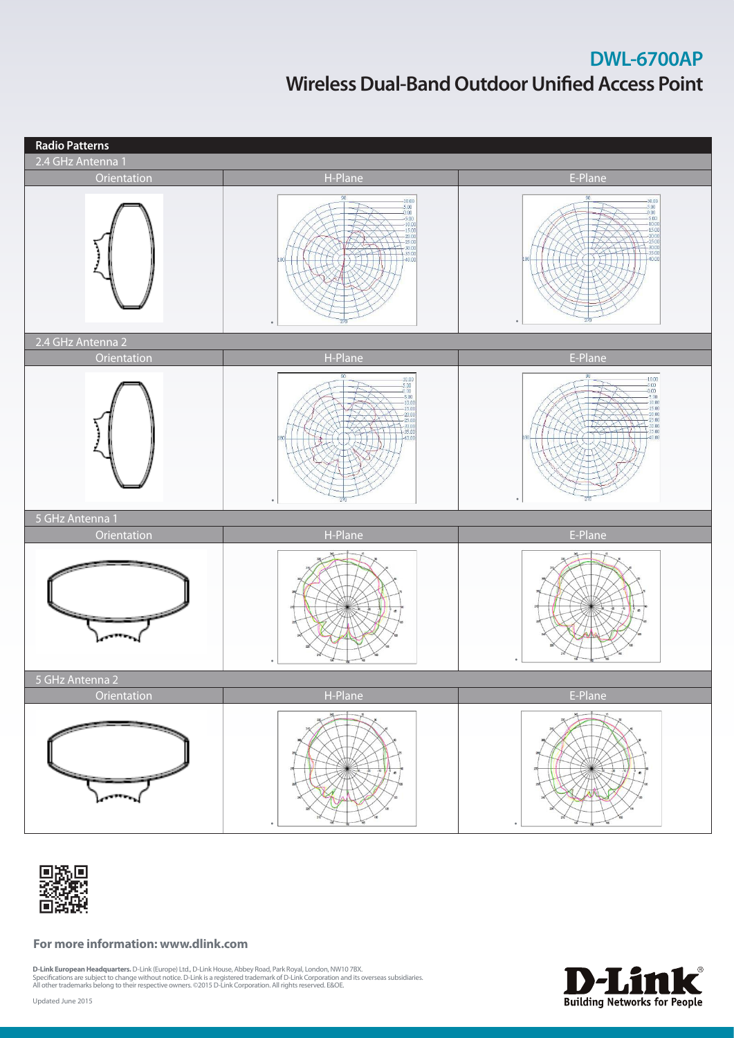# DWL-6700AP

## Wireless Dual-Band Outdoor Unified Access Point

### Radio Patterns

**2.4 GHz Antenna 1**

| Orientation | H-Plane | E-Plane |
| --- | --- | --- |
| | | |

**2.4 GHz Antenna 2**

| Orientation | H-Plane | E-Plane |
| --- | --- | --- |
| | | |

**5 GHz Antenna 1**

| Orientation | H-Plane | E-Plane |
| --- | --- | --- |
| | | |

**5 GHz Antenna 2**

| Orientation | H-Plane | E-Plane |
| --- | --- | --- |
| | | |

**For more information: www.dlink.com**

**D-Link European Headquarters.** D-Link (Europe) Ltd., D-Link House, Abbey Road, Park Royal, London, NW10 7BX.
Specifications are subject to change without notice. D-Link is a registered trademark of D-Link Corporation and its overseas subsidiaries.
All other trademarks belong to their respective owners. ©2015 D-Link Corporation. All rights reserved. E&OE.

D-Link®
Building Networks for People

Updated June 2015